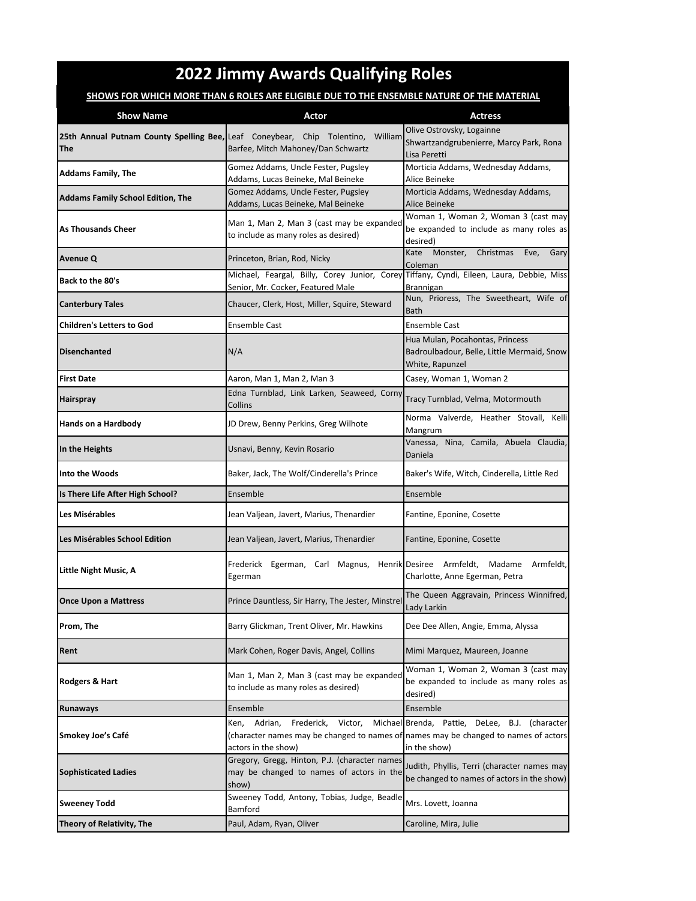# 2022 Jimmy Awards Qualifying Roles

**SHOWS FOR WHICH MORE THAN 6 ROLES ARE ELIGIBLE DUE TO THE ENSEMBLE NATURE OF THE MATERIAL**

| Show Name | Actor | Actress |
|---|---|---|
| **25th Annual Putnam County Spelling Bee, The** | Leaf Coneybear, Chip Tolentino, William Barfee, Mitch Mahoney/Dan Schwartz | Olive Ostrovsky, Logainne Shwartzandgrubenierre, Marcy Park, Rona Lisa Peretti |
| **Addams Family, The** | Gomez Addams, Uncle Fester, Pugsley Addams, Lucas Beineke, Mal Beineke | Morticia Addams, Wednesday Addams, Alice Beineke |
| **Addams Family School Edition, The** | Gomez Addams, Uncle Fester, Pugsley Addams, Lucas Beineke, Mal Beineke | Morticia Addams, Wednesday Addams, Alice Beineke |
| **As Thousands Cheer** | Man 1, Man 2, Man 3 (cast may be expanded to include as many roles as desired) | Woman 1, Woman 2, Woman 3 (cast may be expanded to include as many roles as desired) |
| **Avenue Q** | Princeton, Brian, Rod, Nicky | Kate Monster, Christmas Eve, Gary Coleman |
| **Back to the 80's** | Michael, Feargal, Billy, Corey Junior, Corey Senior, Mr. Cocker, Featured Male | Tiffany, Cyndi, Eileen, Laura, Debbie, Miss Brannigan |
| **Canterbury Tales** | Chaucer, Clerk, Host, Miller, Squire, Steward | Nun, Prioress, The Sweetheart, Wife of Bath |
| **Children's Letters to God** | Ensemble Cast | Ensemble Cast |
| **Disenchanted** | N/A | Hua Mulan, Pocahontas, Princess Badroulbadour, Belle, Little Mermaid, Snow White, Rapunzel |
| **First Date** | Aaron, Man 1, Man 2, Man 3 | Casey, Woman 1, Woman 2 |
| **Hairspray** | Edna Turnblad, Link Larken, Seaweed, Corny Collins | Tracy Turnblad, Velma, Motormouth |
| **Hands on a Hardbody** | JD Drew, Benny Perkins, Greg Wilhote | Norma Valverde, Heather Stovall, Kelli Mangrum |
| **In the Heights** | Usnavi, Benny, Kevin Rosario | Vanessa, Nina, Camila, Abuela Claudia, Daniela |
| **Into the Woods** | Baker, Jack, The Wolf/Cinderella's Prince | Baker's Wife, Witch, Cinderella, Little Red |
| **Is There Life After High School?** | Ensemble | Ensemble |
| **Les Misérables** | Jean Valjean, Javert, Marius, Thenardier | Fantine, Eponine, Cosette |
| **Les Misérables School Edition** | Jean Valjean, Javert, Marius, Thenardier | Fantine, Eponine, Cosette |
| **Little Night Music, A** | Frederick Egerman, Carl Magnus, Henrik Egerman | Desiree Armfeldt, Madame Armfeldt, Charlotte, Anne Egerman, Petra |
| **Once Upon a Mattress** | Prince Dauntless, Sir Harry, The Jester, Minstrel | The Queen Aggravain, Princess Winnifred, Lady Larkin |
| **Prom, The** | Barry Glickman, Trent Oliver, Mr. Hawkins | Dee Dee Allen, Angie, Emma, Alyssa |
| **Rent** | Mark Cohen, Roger Davis, Angel, Collins | Mimi Marquez, Maureen, Joanne |
| **Rodgers & Hart** | Man 1, Man 2, Man 3 (cast may be expanded to include as many roles as desired) | Woman 1, Woman 2, Woman 3 (cast may be expanded to include as many roles as desired) |
| **Runaways** | Ensemble | Ensemble |
| **Smokey Joe's Café** | Ken, Adrian, Frederick, Victor, Michael (character names may be changed to names of actors in the show) | Brenda, Pattie, DeLee, B.J. (character names may be changed to names of actors in the show) |
| **Sophisticated Ladies** | Gregory, Gregg, Hinton, P.J. (character names may be changed to names of actors in the show) | Judith, Phyllis, Terri (character names may be changed to names of actors in the show) |
| **Sweeney Todd** | Sweeney Todd, Antony, Tobias, Judge, Beadle Bamford | Mrs. Lovett, Joanna |
| **Theory of Relativity, The** | Paul, Adam, Ryan, Oliver | Caroline, Mira, Julie |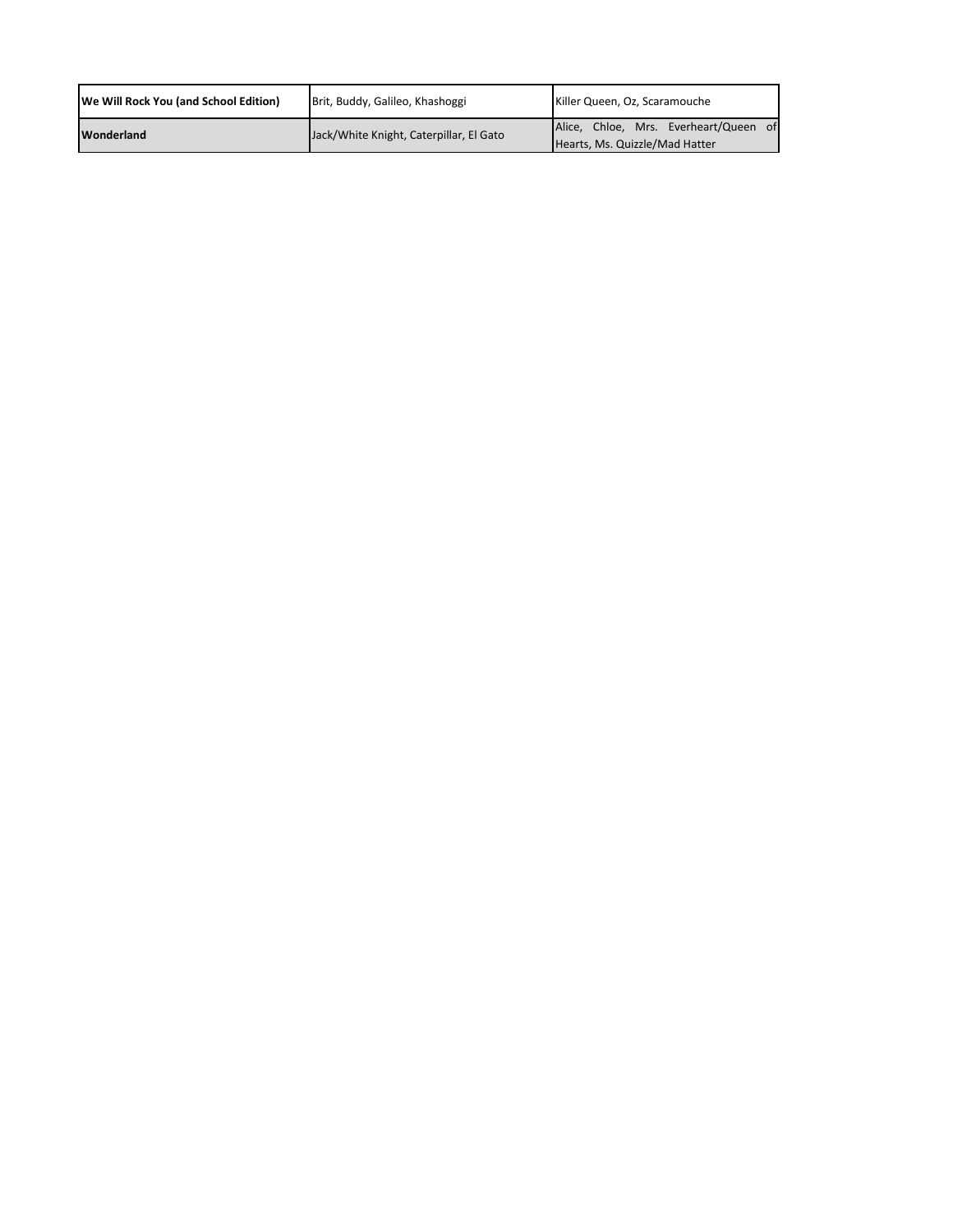| | | |
|---|---|---|
| **We Will Rock You (and School Edition)** | Brit, Buddy, Galileo, Khashoggi | Killer Queen, Oz, Scaramouche |
| **Wonderland** | Jack/White Knight, Caterpillar, El Gato | Alice, Chloe, Mrs. Everheart/Queen of Hearts, Ms. Quizzle/Mad Hatter |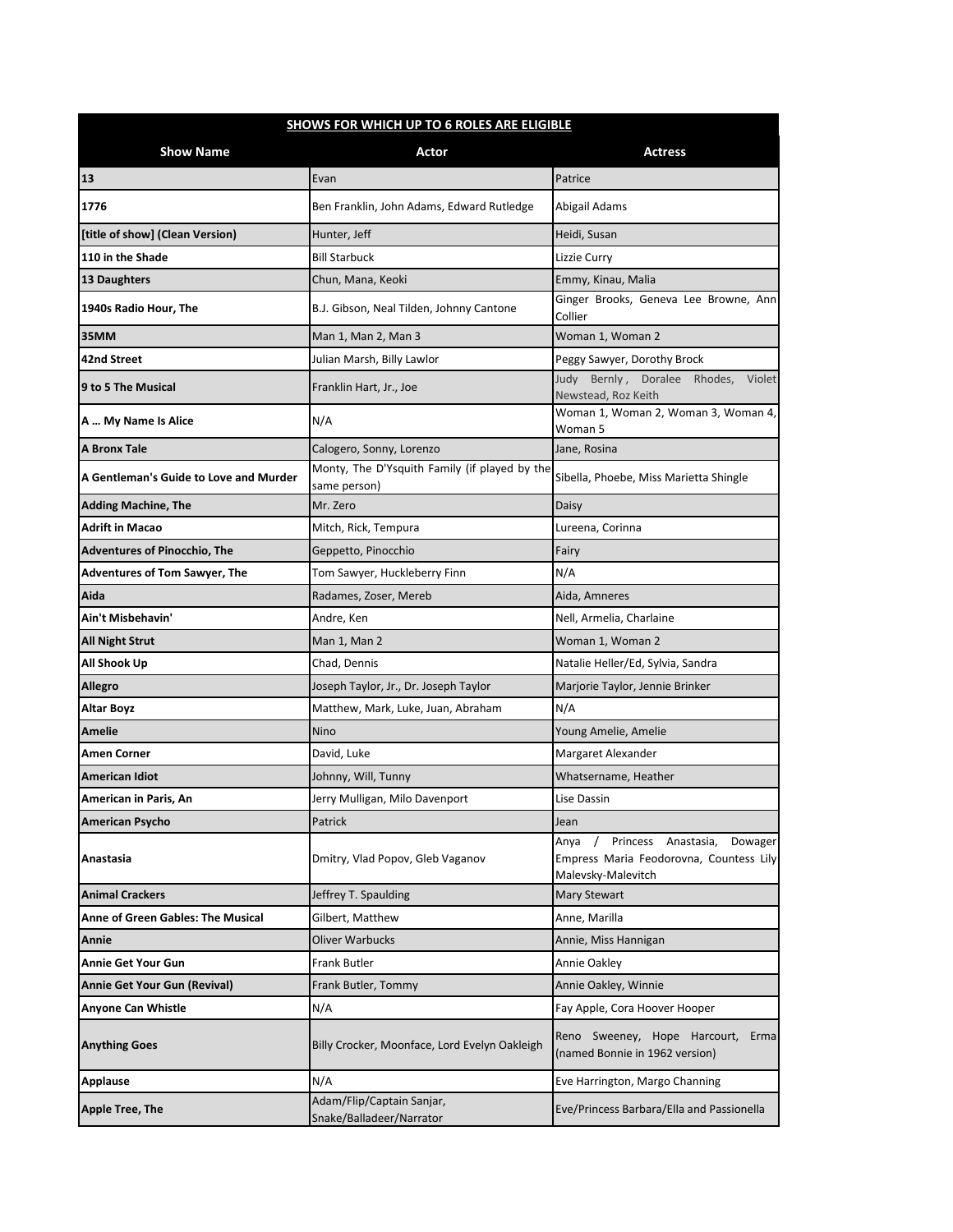| **SHOWS FOR WHICH UP TO 6 ROLES ARE ELIGIBLE** | | |
|---|---|---|
| **Show Name** | **Actor** | **Actress** |
| **13** | Evan | Patrice |
| **1776** | Ben Franklin, John Adams, Edward Rutledge | Abigail Adams |
| **[title of show] (Clean Version)** | Hunter, Jeff | Heidi, Susan |
| **110 in the Shade** | Bill Starbuck | Lizzie Curry |
| **13 Daughters** | Chun, Mana, Keoki | Emmy, Kinau, Malia |
| **1940s Radio Hour, The** | B.J. Gibson, Neal Tilden, Johnny Cantone | Ginger Brooks, Geneva Lee Browne, Ann Collier |
| **35MM** | Man 1, Man 2, Man 3 | Woman 1, Woman 2 |
| **42nd Street** | Julian Marsh, Billy Lawlor | Peggy Sawyer, Dorothy Brock |
| **9 to 5 The Musical** | Franklin Hart, Jr., Joe | Judy Bernly, Doralee Rhodes, Violet Newstead, Roz Keith |
| **A … My Name Is Alice** | N/A | Woman 1, Woman 2, Woman 3, Woman 4, Woman 5 |
| **A Bronx Tale** | Calogero, Sonny, Lorenzo | Jane, Rosina |
| **A Gentleman's Guide to Love and Murder** | Monty, The D'Ysquith Family (if played by the same person) | Sibella, Phoebe, Miss Marietta Shingle |
| **Adding Machine, The** | Mr. Zero | Daisy |
| **Adrift in Macao** | Mitch, Rick, Tempura | Lureena, Corinna |
| **Adventures of Pinocchio, The** | Geppetto, Pinocchio | Fairy |
| **Adventures of Tom Sawyer, The** | Tom Sawyer, Huckleberry Finn | N/A |
| **Aida** | Radames, Zoser, Mereb | Aida, Amneres |
| **Ain't Misbehavin'** | Andre, Ken | Nell, Armelia, Charlaine |
| **All Night Strut** | Man 1, Man 2 | Woman 1, Woman 2 |
| **All Shook Up** | Chad, Dennis | Natalie Heller/Ed, Sylvia, Sandra |
| **Allegro** | Joseph Taylor, Jr., Dr. Joseph Taylor | Marjorie Taylor, Jennie Brinker |
| **Altar Boyz** | Matthew, Mark, Luke, Juan, Abraham | N/A |
| **Amelie** | Nino | Young Amelie, Amelie |
| **Amen Corner** | David, Luke | Margaret Alexander |
| **American Idiot** | Johnny, Will, Tunny | Whatsername, Heather |
| **American in Paris, An** | Jerry Mulligan, Milo Davenport | Lise Dassin |
| **American Psycho** | Patrick | Jean |
| **Anastasia** | Dmitry, Vlad Popov, Gleb Vaganov | Anya / Princess Anastasia, Dowager Empress Maria Feodorovna, Countess Lily Malevsky-Malevitch |
| **Animal Crackers** | Jeffrey T. Spaulding | Mary Stewart |
| **Anne of Green Gables: The Musical** | Gilbert, Matthew | Anne, Marilla |
| **Annie** | Oliver Warbucks | Annie, Miss Hannigan |
| **Annie Get Your Gun** | Frank Butler | Annie Oakley |
| **Annie Get Your Gun (Revival)** | Frank Butler, Tommy | Annie Oakley, Winnie |
| **Anyone Can Whistle** | N/A | Fay Apple, Cora Hoover Hooper |
| **Anything Goes** | Billy Crocker, Moonface, Lord Evelyn Oakleigh | Reno Sweeney, Hope Harcourt, Erma (named Bonnie in 1962 version) |
| **Applause** | N/A | Eve Harrington, Margo Channing |
| **Apple Tree, The** | Adam/Flip/Captain Sanjar, Snake/Balladeer/Narrator | Eve/Princess Barbara/Ella and Passionella |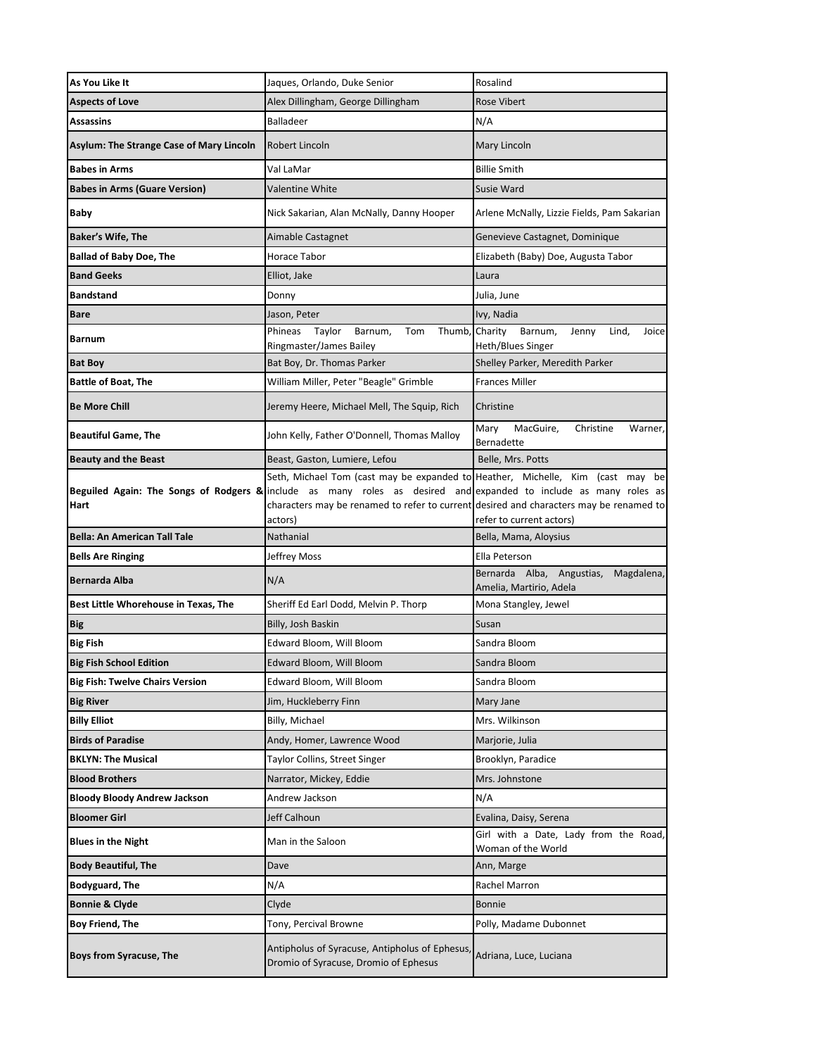| **As You Like It** | Jaques, Orlando, Duke Senior | Rosalind |
|---|---|---|
| **Aspects of Love** | Alex Dillingham, George Dillingham | Rose Vibert |
| **Assassins** | Balladeer | N/A |
| **Asylum: The Strange Case of Mary Lincoln** | Robert Lincoln | Mary Lincoln |
| **Babes in Arms** | Val LaMar | Billie Smith |
| **Babes in Arms (Guare Version)** | Valentine White | Susie Ward |
| **Baby** | Nick Sakarian, Alan McNally, Danny Hooper | Arlene McNally, Lizzie Fields, Pam Sakarian |
| **Baker's Wife, The** | Aimable Castagnet | Genevieve Castagnet, Dominique |
| **Ballad of Baby Doe, The** | Horace Tabor | Elizabeth (Baby) Doe, Augusta Tabor |
| **Band Geeks** | Elliot, Jake | Laura |
| **Bandstand** | Donny | Julia, June |
| **Bare** | Jason, Peter | Ivy, Nadia |
| **Barnum** | Phineas Taylor Barnum, Tom Thumb, Ringmaster/James Bailey | Charity Barnum, Jenny Lind, Joice Heth/Blues Singer |
| **Bat Boy** | Bat Boy, Dr. Thomas Parker | Shelley Parker, Meredith Parker |
| **Battle of Boat, The** | William Miller, Peter "Beagle" Grimble | Frances Miller |
| **Be More Chill** | Jeremy Heere, Michael Mell, The Squip, Rich | Christine |
| **Beautiful Game, The** | John Kelly, Father O'Donnell, Thomas Malloy | Mary MacGuire, Christine Warner, Bernadette |
| **Beauty and the Beast** | Beast, Gaston, Lumiere, Lefou | Belle, Mrs. Potts |
| **Beguiled Again: The Songs of Rodgers & Hart** | Seth, Michael Tom (cast may be expanded to include as many roles as desired and characters may be renamed to refer to current actors) | Heather, Michelle, Kim (cast may be expanded to include as many roles as desired and characters may be renamed to refer to current actors) |
| **Bella: An American Tall Tale** | Nathanial | Bella, Mama, Aloysius |
| **Bells Are Ringing** | Jeffrey Moss | Ella Peterson |
| **Bernarda Alba** | N/A | Bernarda Alba, Angustias, Magdalena, Amelia, Martirio, Adela |
| **Best Little Whorehouse in Texas, The** | Sheriff Ed Earl Dodd, Melvin P. Thorp | Mona Stangley, Jewel |
| **Big** | Billy, Josh Baskin | Susan |
| **Big Fish** | Edward Bloom, Will Bloom | Sandra Bloom |
| **Big Fish School Edition** | Edward Bloom, Will Bloom | Sandra Bloom |
| **Big Fish: Twelve Chairs Version** | Edward Bloom, Will Bloom | Sandra Bloom |
| **Big River** | Jim, Huckleberry Finn | Mary Jane |
| **Billy Elliot** | Billy, Michael | Mrs. Wilkinson |
| **Birds of Paradise** | Andy, Homer, Lawrence Wood | Marjorie, Julia |
| **BKLYN: The Musical** | Taylor Collins, Street Singer | Brooklyn, Paradice |
| **Blood Brothers** | Narrator, Mickey, Eddie | Mrs. Johnstone |
| **Bloody Bloody Andrew Jackson** | Andrew Jackson | N/A |
| **Bloomer Girl** | Jeff Calhoun | Evalina, Daisy, Serena |
| **Blues in the Night** | Man in the Saloon | Girl with a Date, Lady from the Road, Woman of the World |
| **Body Beautiful, The** | Dave | Ann, Marge |
| **Bodyguard, The** | N/A | Rachel Marron |
| **Bonnie & Clyde** | Clyde | Bonnie |
| **Boy Friend, The** | Tony, Percival Browne | Polly, Madame Dubonnet |
| **Boys from Syracuse, The** | Antipholus of Syracuse, Antipholus of Ephesus, Dromio of Syracuse, Dromio of Ephesus | Adriana, Luce, Luciana |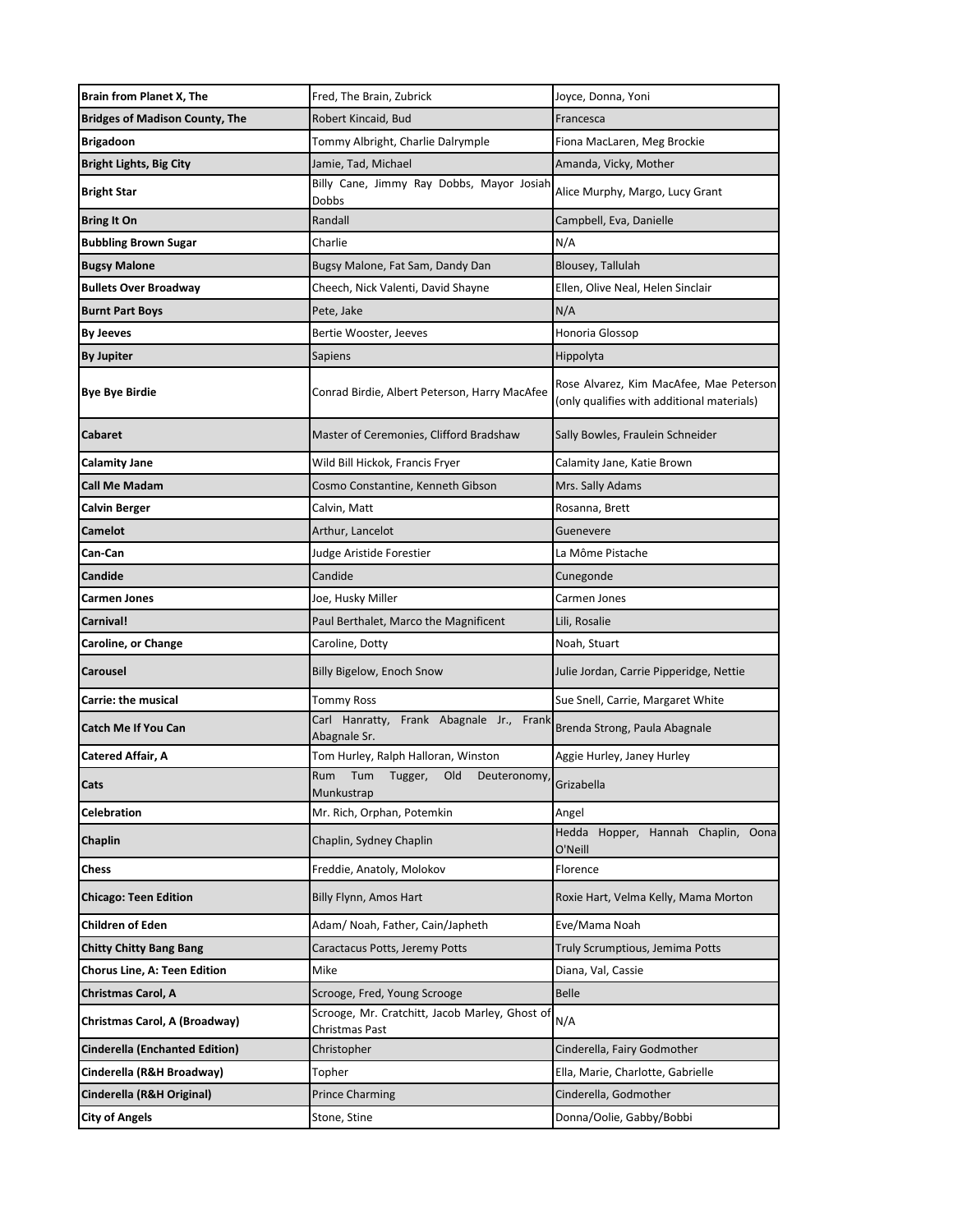| | | |
|---|---|---|
| **Brain from Planet X, The** | Fred, The Brain, Zubrick | Joyce, Donna, Yoni |
| **Bridges of Madison County, The** | Robert Kincaid, Bud | Francesca |
| **Brigadoon** | Tommy Albright, Charlie Dalrymple | Fiona MacLaren, Meg Brockie |
| **Bright Lights, Big City** | Jamie, Tad, Michael | Amanda, Vicky, Mother |
| **Bright Star** | Billy Cane, Jimmy Ray Dobbs, Mayor Josiah Dobbs | Alice Murphy, Margo, Lucy Grant |
| **Bring It On** | Randall | Campbell, Eva, Danielle |
| **Bubbling Brown Sugar** | Charlie | N/A |
| **Bugsy Malone** | Bugsy Malone, Fat Sam, Dandy Dan | Blousey, Tallulah |
| **Bullets Over Broadway** | Cheech, Nick Valenti, David Shayne | Ellen, Olive Neal, Helen Sinclair |
| **Burnt Part Boys** | Pete, Jake | N/A |
| **By Jeeves** | Bertie Wooster, Jeeves | Honoria Glossop |
| **By Jupiter** | Sapiens | Hippolyta |
| **Bye Bye Birdie** | Conrad Birdie, Albert Peterson, Harry MacAfee | Rose Alvarez, Kim MacAfee, Mae Peterson (only qualifies with additional materials) |
| **Cabaret** | Master of Ceremonies, Clifford Bradshaw | Sally Bowles, Fraulein Schneider |
| **Calamity Jane** | Wild Bill Hickok, Francis Fryer | Calamity Jane, Katie Brown |
| **Call Me Madam** | Cosmo Constantine, Kenneth Gibson | Mrs. Sally Adams |
| **Calvin Berger** | Calvin, Matt | Rosanna, Brett |
| **Camelot** | Arthur, Lancelot | Guenevere |
| **Can-Can** | Judge Aristide Forestier | La Môme Pistache |
| **Candide** | Candide | Cunegonde |
| **Carmen Jones** | Joe, Husky Miller | Carmen Jones |
| **Carnival!** | Paul Berthalet, Marco the Magnificent | Lili, Rosalie |
| **Caroline, or Change** | Caroline, Dotty | Noah, Stuart |
| **Carousel** | Billy Bigelow, Enoch Snow | Julie Jordan, Carrie Pipperidge, Nettie |
| **Carrie: the musical** | Tommy Ross | Sue Snell, Carrie, Margaret White |
| **Catch Me If You Can** | Carl Hanratty, Frank Abagnale Jr., Frank Abagnale Sr. | Brenda Strong, Paula Abagnale |
| **Catered Affair, A** | Tom Hurley, Ralph Halloran, Winston | Aggie Hurley, Janey Hurley |
| **Cats** | Rum Tum Tugger, Old Deuteronomy, Munkustrap | Grizabella |
| **Celebration** | Mr. Rich, Orphan, Potemkin | Angel |
| **Chaplin** | Chaplin, Sydney Chaplin | Hedda Hopper, Hannah Chaplin, Oona O'Neill |
| **Chess** | Freddie, Anatoly, Molokov | Florence |
| **Chicago: Teen Edition** | Billy Flynn, Amos Hart | Roxie Hart, Velma Kelly, Mama Morton |
| **Children of Eden** | Adam/ Noah, Father, Cain/Japheth | Eve/Mama Noah |
| **Chitty Chitty Bang Bang** | Caractacus Potts, Jeremy Potts | Truly Scrumptious, Jemima Potts |
| **Chorus Line, A: Teen Edition** | Mike | Diana, Val, Cassie |
| **Christmas Carol, A** | Scrooge, Fred, Young Scrooge | Belle |
| **Christmas Carol, A (Broadway)** | Scrooge, Mr. Cratchitt, Jacob Marley, Ghost of Christmas Past | N/A |
| **Cinderella (Enchanted Edition)** | Christopher | Cinderella, Fairy Godmother |
| **Cinderella (R&H Broadway)** | Topher | Ella, Marie, Charlotte, Gabrielle |
| **Cinderella (R&H Original)** | Prince Charming | Cinderella, Godmother |
| **City of Angels** | Stone, Stine | Donna/Oolie, Gabby/Bobbi |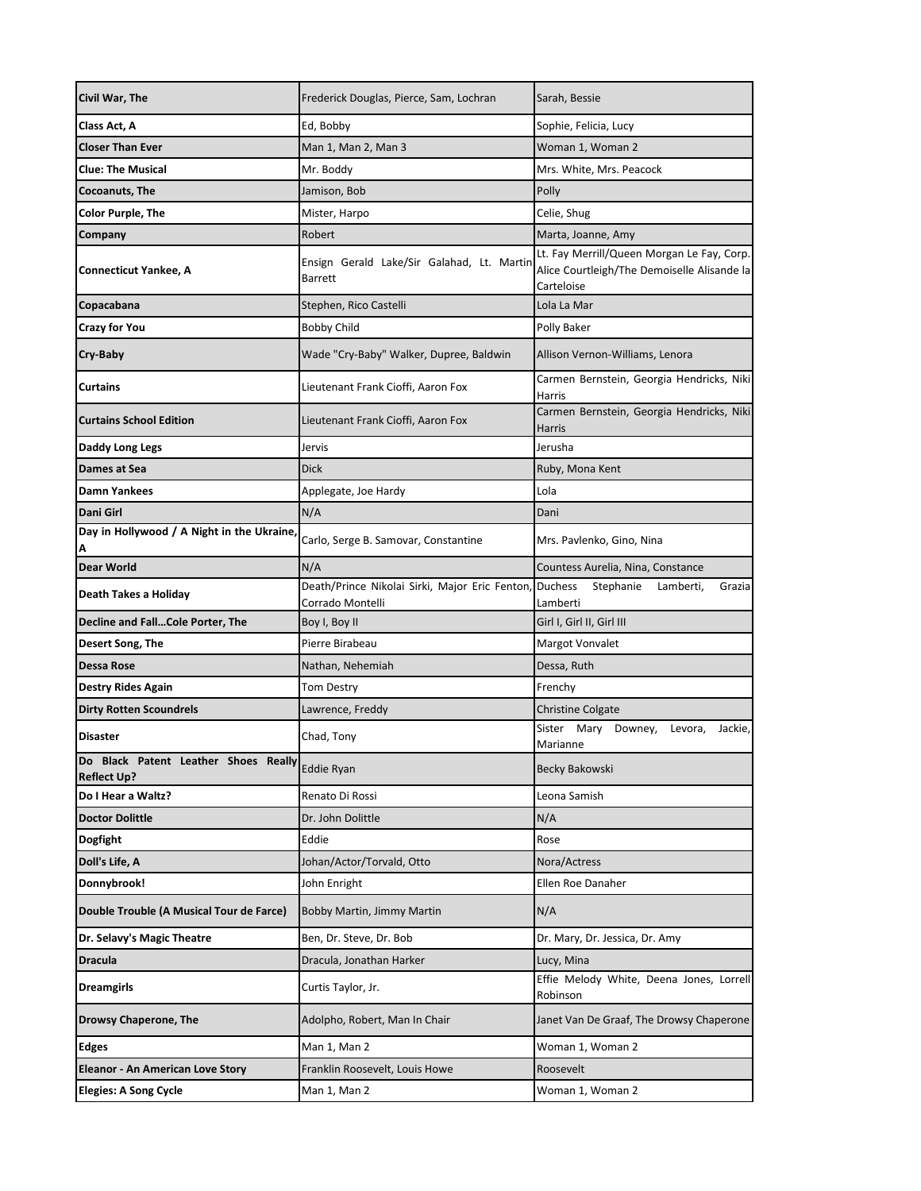| | | |
|---|---|---|
| **Civil War, The** | Frederick Douglas, Pierce, Sam, Lochran | Sarah, Bessie |
| **Class Act, A** | Ed, Bobby | Sophie, Felicia, Lucy |
| **Closer Than Ever** | Man 1, Man 2, Man 3 | Woman 1, Woman 2 |
| **Clue: The Musical** | Mr. Boddy | Mrs. White, Mrs. Peacock |
| **Cocoanuts, The** | Jamison, Bob | Polly |
| **Color Purple, The** | Mister, Harpo | Celie, Shug |
| **Company** | Robert | Marta, Joanne, Amy |
| **Connecticut Yankee, A** | Ensign Gerald Lake/Sir Galahad, Lt. Martin Barrett | Lt. Fay Merrill/Queen Morgan Le Fay, Corp. Alice Courtleigh/The Demoiselle Alisande la Carteloise |
| **Copacabana** | Stephen, Rico Castelli | Lola La Mar |
| **Crazy for You** | Bobby Child | Polly Baker |
| **Cry-Baby** | Wade "Cry-Baby" Walker, Dupree, Baldwin | Allison Vernon-Williams, Lenora |
| **Curtains** | Lieutenant Frank Cioffi, Aaron Fox | Carmen Bernstein, Georgia Hendricks, Niki Harris |
| **Curtains School Edition** | Lieutenant Frank Cioffi, Aaron Fox | Carmen Bernstein, Georgia Hendricks, Niki Harris |
| **Daddy Long Legs** | Jervis | Jerusha |
| **Dames at Sea** | Dick | Ruby, Mona Kent |
| **Damn Yankees** | Applegate, Joe Hardy | Lola |
| **Dani Girl** | N/A | Dani |
| **Day in Hollywood / A Night in the Ukraine, A** | Carlo, Serge B. Samovar, Constantine | Mrs. Pavlenko, Gino, Nina |
| **Dear World** | N/A | Countess Aurelia, Nina, Constance |
| **Death Takes a Holiday** | Death/Prince Nikolai Sirki, Major Eric Fenton, Corrado Montelli | Duchess Stephanie Lamberti, Grazia Lamberti |
| **Decline and Fall…Cole Porter, The** | Boy I, Boy II | Girl I, Girl II, Girl III |
| **Desert Song, The** | Pierre Birabeau | Margot Vonvalet |
| **Dessa Rose** | Nathan, Nehemiah | Dessa, Ruth |
| **Destry Rides Again** | Tom Destry | Frenchy |
| **Dirty Rotten Scoundrels** | Lawrence, Freddy | Christine Colgate |
| **Disaster** | Chad, Tony | Sister Mary Downey, Levora, Jackie, Marianne |
| **Do Black Patent Leather Shoes Really Reflect Up?** | Eddie Ryan | Becky Bakowski |
| **Do I Hear a Waltz?** | Renato Di Rossi | Leona Samish |
| **Doctor Dolittle** | Dr. John Dolittle | N/A |
| **Dogfight** | Eddie | Rose |
| **Doll's Life, A** | Johan/Actor/Torvald, Otto | Nora/Actress |
| **Donnybrook!** | John Enright | Ellen Roe Danaher |
| **Double Trouble (A Musical Tour de Farce)** | Bobby Martin, Jimmy Martin | N/A |
| **Dr. Selavy's Magic Theatre** | Ben, Dr. Steve, Dr. Bob | Dr. Mary, Dr. Jessica, Dr. Amy |
| **Dracula** | Dracula, Jonathan Harker | Lucy, Mina |
| **Dreamgirls** | Curtis Taylor, Jr. | Effie Melody White, Deena Jones, Lorrell Robinson |
| **Drowsy Chaperone, The** | Adolpho, Robert, Man In Chair | Janet Van De Graaf, The Drowsy Chaperone |
| **Edges** | Man 1, Man 2 | Woman 1, Woman 2 |
| **Eleanor - An American Love Story** | Franklin Roosevelt, Louis Howe | Roosevelt |
| **Elegies: A Song Cycle** | Man 1, Man 2 | Woman 1, Woman 2 |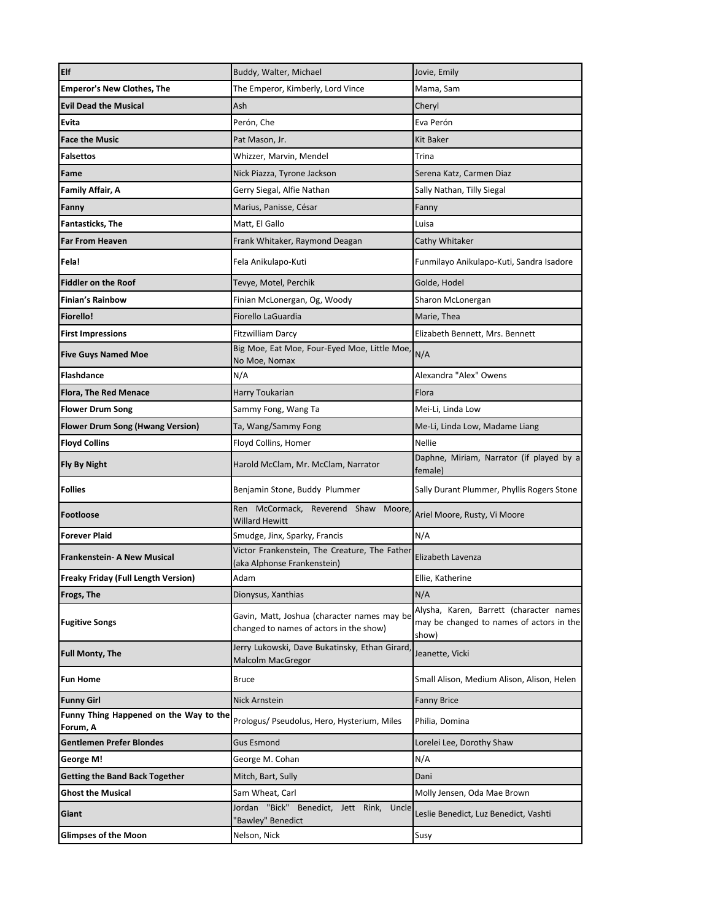| | | |
|---|---|---|
| **Elf** | Buddy, Walter, Michael | Jovie, Emily |
| **Emperor's New Clothes, The** | The Emperor, Kimberly, Lord Vince | Mama, Sam |
| **Evil Dead the Musical** | Ash | Cheryl |
| **Evita** | Perón, Che | Eva Perón |
| **Face the Music** | Pat Mason, Jr. | Kit Baker |
| **Falsettos** | Whizzer, Marvin, Mendel | Trina |
| **Fame** | Nick Piazza, Tyrone Jackson | Serena Katz, Carmen Diaz |
| **Family Affair, A** | Gerry Siegal, Alfie Nathan | Sally Nathan, Tilly Siegal |
| **Fanny** | Marius, Panisse, César | Fanny |
| **Fantasticks, The** | Matt, El Gallo | Luisa |
| **Far From Heaven** | Frank Whitaker, Raymond Deagan | Cathy Whitaker |
| **Fela!** | Fela Anikulapo-Kuti | Funmilayo Anikulapo-Kuti, Sandra Isadore |
| **Fiddler on the Roof** | Tevye, Motel, Perchik | Golde, Hodel |
| **Finian's Rainbow** | Finian McLonergan, Og, Woody | Sharon McLonergan |
| **Fiorello!** | Fiorello LaGuardia | Marie, Thea |
| **First Impressions** | Fitzwilliam Darcy | Elizabeth Bennett, Mrs. Bennett |
| **Five Guys Named Moe** | Big Moe, Eat Moe, Four-Eyed Moe, Little Moe, No Moe, Nomax | N/A |
| **Flashdance** | N/A | Alexandra "Alex" Owens |
| **Flora, The Red Menace** | Harry Toukarian | Flora |
| **Flower Drum Song** | Sammy Fong, Wang Ta | Mei-Li, Linda Low |
| **Flower Drum Song (Hwang Version)** | Ta, Wang/Sammy Fong | Me-Li, Linda Low, Madame Liang |
| **Floyd Collins** | Floyd Collins, Homer | Nellie |
| **Fly By Night** | Harold McClam, Mr. McClam, Narrator | Daphne, Miriam, Narrator (if played by a female) |
| **Follies** | Benjamin Stone, Buddy Plummer | Sally Durant Plummer, Phyllis Rogers Stone |
| **Footloose** | Ren McCormack, Reverend Shaw Moore, Willard Hewitt | Ariel Moore, Rusty, Vi Moore |
| **Forever Plaid** | Smudge, Jinx, Sparky, Francis | N/A |
| **Frankenstein- A New Musical** | Victor Frankenstein, The Creature, The Father (aka Alphonse Frankenstein) | Elizabeth Lavenza |
| **Freaky Friday (Full Length Version)** | Adam | Ellie, Katherine |
| **Frogs, The** | Dionysus, Xanthias | N/A |
| **Fugitive Songs** | Gavin, Matt, Joshua (character names may be changed to names of actors in the show) | Alysha, Karen, Barrett (character names may be changed to names of actors in the show) |
| **Full Monty, The** | Jerry Lukowski, Dave Bukatinsky, Ethan Girard, Malcolm MacGregor | Jeanette, Vicki |
| **Fun Home** | Bruce | Small Alison, Medium Alison, Alison, Helen |
| **Funny Girl** | Nick Arnstein | Fanny Brice |
| **Funny Thing Happened on the Way to the Forum, A** | Prologus/ Pseudolus, Hero, Hysterium, Miles | Philia, Domina |
| **Gentlemen Prefer Blondes** | Gus Esmond | Lorelei Lee, Dorothy Shaw |
| **George M!** | George M. Cohan | N/A |
| **Getting the Band Back Together** | Mitch, Bart, Sully | Dani |
| **Ghost the Musical** | Sam Wheat, Carl | Molly Jensen, Oda Mae Brown |
| **Giant** | Jordan "Bick" Benedict, Jett Rink, Uncle "Bawley" Benedict | Leslie Benedict, Luz Benedict, Vashti |
| **Glimpses of the Moon** | Nelson, Nick | Susy |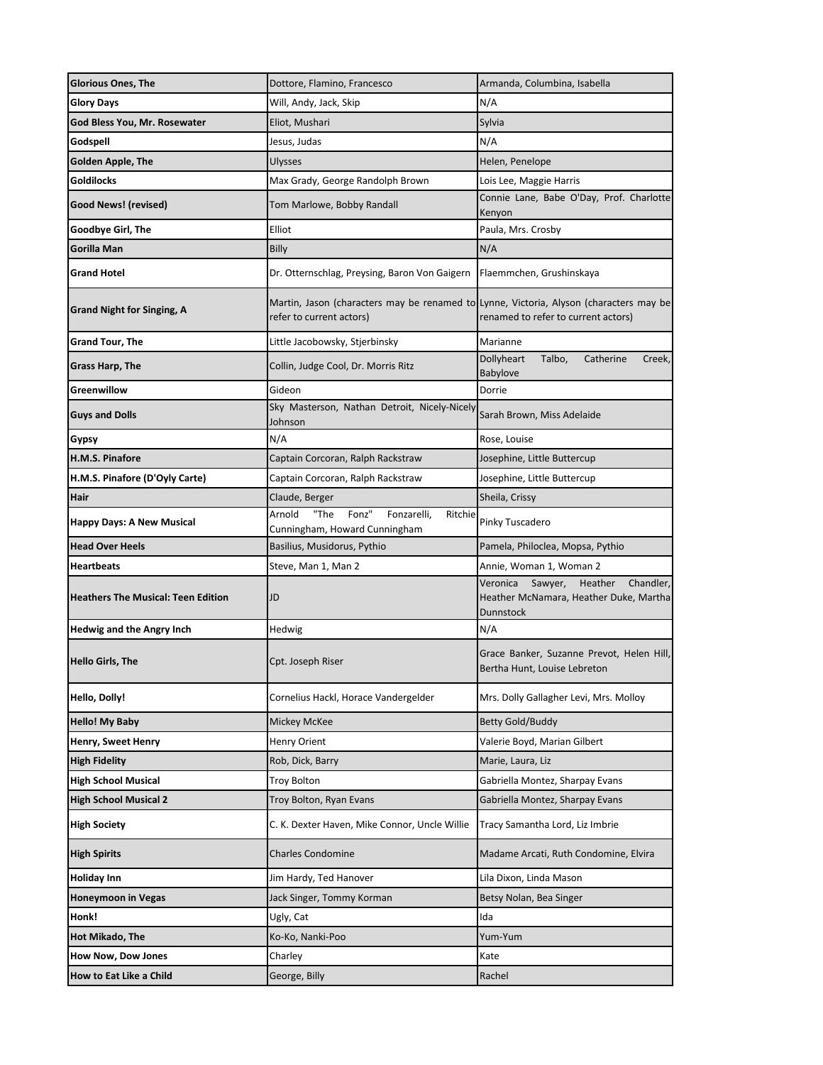| | | |
|---|---|---|
| **Glorious Ones, The** | Dottore, Flamino, Francesco | Armanda, Columbina, Isabella |
| **Glory Days** | Will, Andy, Jack, Skip | N/A |
| **God Bless You, Mr. Rosewater** | Eliot, Mushari | Sylvia |
| **Godspell** | Jesus, Judas | N/A |
| **Golden Apple, The** | Ulysses | Helen, Penelope |
| **Goldilocks** | Max Grady, George Randolph Brown | Lois Lee, Maggie Harris |
| **Good News! (revised)** | Tom Marlowe, Bobby Randall | Connie Lane, Babe O'Day, Prof. Charlotte Kenyon |
| **Goodbye Girl, The** | Elliot | Paula, Mrs. Crosby |
| **Gorilla Man** | Billy | N/A |
| **Grand Hotel** | Dr. Otternschlag, Preysing, Baron Von Gaigern | Flaemmchen, Grushinskaya |
| **Grand Night for Singing, A** | Martin, Jason (characters may be renamed to refer to current actors) | Lynne, Victoria, Alyson (characters may be renamed to refer to current actors) |
| **Grand Tour, The** | Little Jacobowsky, Stjerbinsky | Marianne |
| **Grass Harp, The** | Collin, Judge Cool, Dr. Morris Ritz | Dollyheart Talbo, Catherine Creek, Babylove |
| **Greenwillow** | Gideon | Dorrie |
| **Guys and Dolls** | Sky Masterson, Nathan Detroit, Nicely-Nicely Johnson | Sarah Brown, Miss Adelaide |
| **Gypsy** | N/A | Rose, Louise |
| **H.M.S. Pinafore** | Captain Corcoran, Ralph Rackstraw | Josephine, Little Buttercup |
| **H.M.S. Pinafore (D'Oyly Carte)** | Captain Corcoran, Ralph Rackstraw | Josephine, Little Buttercup |
| **Hair** | Claude, Berger | Sheila, Crissy |
| **Happy Days: A New Musical** | Arnold "The Fonz" Fonzarelli, Ritchie Cunningham, Howard Cunningham | Pinky Tuscadero |
| **Head Over Heels** | Basilius, Musidorus, Pythio | Pamela, Philoclea, Mopsa, Pythio |
| **Heartbeats** | Steve, Man 1, Man 2 | Annie, Woman 1, Woman 2 |
| **Heathers The Musical: Teen Edition** | JD | Veronica Sawyer, Heather Chandler, Heather McNamara, Heather Duke, Martha Dunnstock |
| **Hedwig and the Angry Inch** | Hedwig | N/A |
| **Hello Girls, The** | Cpt. Joseph Riser | Grace Banker, Suzanne Prevot, Helen Hill, Bertha Hunt, Louise Lebreton |
| **Hello, Dolly!** | Cornelius Hackl, Horace Vandergelder | Mrs. Dolly Gallagher Levi, Mrs. Molloy |
| **Hello! My Baby** | Mickey McKee | Betty Gold/Buddy |
| **Henry, Sweet Henry** | Henry Orient | Valerie Boyd, Marian Gilbert |
| **High Fidelity** | Rob, Dick, Barry | Marie, Laura, Liz |
| **High School Musical** | Troy Bolton | Gabriella Montez, Sharpay Evans |
| **High School Musical 2** | Troy Bolton, Ryan Evans | Gabriella Montez, Sharpay Evans |
| **High Society** | C. K. Dexter Haven, Mike Connor, Uncle Willie | Tracy Samantha Lord, Liz Imbrie |
| **High Spirits** | Charles Condomine | Madame Arcati, Ruth Condomine, Elvira |
| **Holiday Inn** | Jim Hardy, Ted Hanover | Lila Dixon, Linda Mason |
| **Honeymoon in Vegas** | Jack Singer, Tommy Korman | Betsy Nolan, Bea Singer |
| **Honk!** | Ugly, Cat | Ida |
| **Hot Mikado, The** | Ko-Ko, Nanki-Poo | Yum-Yum |
| **How Now, Dow Jones** | Charley | Kate |
| **How to Eat Like a Child** | George, Billy | Rachel |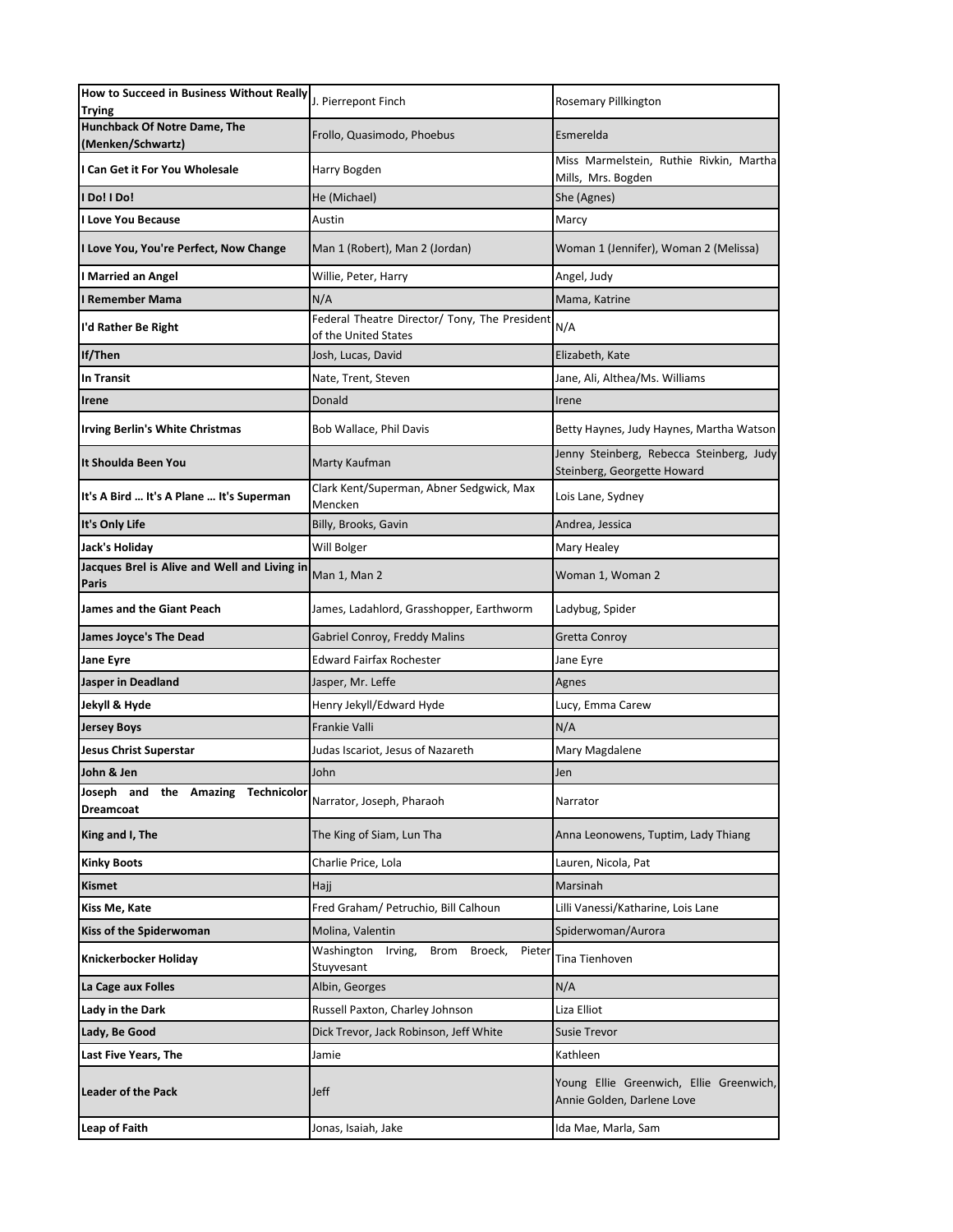| How to Succeed in Business Without Really Trying | J. Pierrepont Finch | Rosemary Pillkington |
|---|---|---|
| Hunchback Of Notre Dame, The (Menken/Schwartz) | Frollo, Quasimodo, Phoebus | Esmerelda |
| I Can Get it For You Wholesale | Harry Bogden | Miss Marmelstein, Ruthie Rivkin, Martha Mills, Mrs. Bogden |
| I Do! I Do! | He (Michael) | She (Agnes) |
| I Love You Because | Austin | Marcy |
| I Love You, You're Perfect, Now Change | Man 1 (Robert), Man 2 (Jordan) | Woman 1 (Jennifer), Woman 2 (Melissa) |
| I Married an Angel | Willie, Peter, Harry | Angel, Judy |
| I Remember Mama | N/A | Mama, Katrine |
| I'd Rather Be Right | Federal Theatre Director/ Tony, The President of the United States | N/A |
| If/Then | Josh, Lucas, David | Elizabeth, Kate |
| In Transit | Nate, Trent, Steven | Jane, Ali, Althea/Ms. Williams |
| Irene | Donald | Irene |
| Irving Berlin's White Christmas | Bob Wallace, Phil Davis | Betty Haynes, Judy Haynes, Martha Watson |
| It Shoulda Been You | Marty Kaufman | Jenny Steinberg, Rebecca Steinberg, Judy Steinberg, Georgette Howard |
| It's A Bird … It's A Plane … It's Superman | Clark Kent/Superman, Abner Sedgwick, Max Mencken | Lois Lane, Sydney |
| It's Only Life | Billy, Brooks, Gavin | Andrea, Jessica |
| Jack's Holiday | Will Bolger | Mary Healey |
| Jacques Brel is Alive and Well and Living in Paris | Man 1, Man 2 | Woman 1, Woman 2 |
| James and the Giant Peach | James, Ladahlord, Grasshopper, Earthworm | Ladybug, Spider |
| James Joyce's The Dead | Gabriel Conroy, Freddy Malins | Gretta Conroy |
| Jane Eyre | Edward Fairfax Rochester | Jane Eyre |
| Jasper in Deadland | Jasper, Mr. Leffe | Agnes |
| Jekyll & Hyde | Henry Jekyll/Edward Hyde | Lucy, Emma Carew |
| Jersey Boys | Frankie Valli | N/A |
| Jesus Christ Superstar | Judas Iscariot, Jesus of Nazareth | Mary Magdalene |
| John & Jen | John | Jen |
| Joseph and the Amazing Technicolor Dreamcoat | Narrator, Joseph, Pharaoh | Narrator |
| King and I, The | The King of Siam, Lun Tha | Anna Leonowens, Tuptim, Lady Thiang |
| Kinky Boots | Charlie Price, Lola | Lauren, Nicola, Pat |
| Kismet | Hajj | Marsinah |
| Kiss Me, Kate | Fred Graham/ Petruchio, Bill Calhoun | Lilli Vanessi/Katharine, Lois Lane |
| Kiss of the Spiderwoman | Molina, Valentin | Spiderwoman/Aurora |
| Knickerbocker Holiday | Washington Irving, Brom Broeck, Pieter Stuyvesant | Tina Tienhoven |
| La Cage aux Folles | Albin, Georges | N/A |
| Lady in the Dark | Russell Paxton, Charley Johnson | Liza Elliot |
| Lady, Be Good | Dick Trevor, Jack Robinson, Jeff White | Susie Trevor |
| Last Five Years, The | Jamie | Kathleen |
| Leader of the Pack | Jeff | Young Ellie Greenwich, Ellie Greenwich, Annie Golden, Darlene Love |
| Leap of Faith | Jonas, Isaiah, Jake | Ida Mae, Marla, Sam |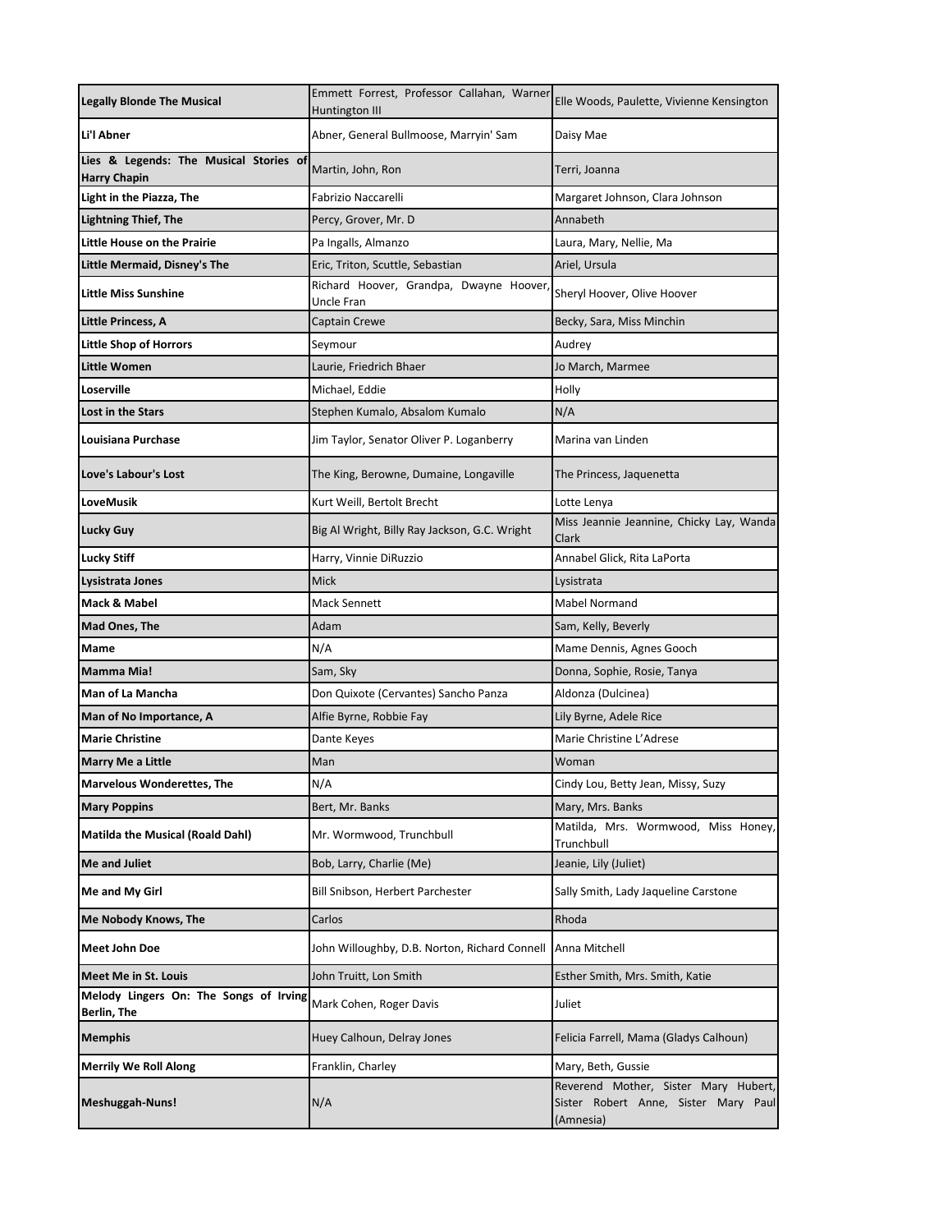| Legally Blonde The Musical | Emmett Forrest, Professor Callahan, Warner Huntington III | Elle Woods, Paulette, Vivienne Kensington |
|---|---|---|
| **Li'l Abner** | Abner, General Bullmoose, Marryin' Sam | Daisy Mae |
| **Lies & Legends: The Musical Stories of Harry Chapin** | Martin, John, Ron | Terri, Joanna |
| **Light in the Piazza, The** | Fabrizio Naccarelli | Margaret Johnson, Clara Johnson |
| **Lightning Thief, The** | Percy, Grover, Mr. D | Annabeth |
| **Little House on the Prairie** | Pa Ingalls, Almanzo | Laura, Mary, Nellie, Ma |
| **Little Mermaid, Disney's The** | Eric, Triton, Scuttle, Sebastian | Ariel, Ursula |
| **Little Miss Sunshine** | Richard Hoover, Grandpa, Dwayne Hoover, Uncle Fran | Sheryl Hoover, Olive Hoover |
| **Little Princess, A** | Captain Crewe | Becky, Sara, Miss Minchin |
| **Little Shop of Horrors** | Seymour | Audrey |
| **Little Women** | Laurie, Friedrich Bhaer | Jo March, Marmee |
| **Loserville** | Michael, Eddie | Holly |
| **Lost in the Stars** | Stephen Kumalo, Absalom Kumalo | N/A |
| **Louisiana Purchase** | Jim Taylor, Senator Oliver P. Loganberry | Marina van Linden |
| **Love's Labour's Lost** | The King, Berowne, Dumaine, Longaville | The Princess, Jaquenetta |
| **LoveMusik** | Kurt Weill, Bertolt Brecht | Lotte Lenya |
| **Lucky Guy** | Big Al Wright, Billy Ray Jackson, G.C. Wright | Miss Jeannie Jeannine, Chicky Lay, Wanda Clark |
| **Lucky Stiff** | Harry, Vinnie DiRuzzio | Annabel Glick, Rita LaPorta |
| **Lysistrata Jones** | Mick | Lysistrata |
| **Mack & Mabel** | Mack Sennett | Mabel Normand |
| **Mad Ones, The** | Adam | Sam, Kelly, Beverly |
| **Mame** | N/A | Mame Dennis, Agnes Gooch |
| **Mamma Mia!** | Sam, Sky | Donna, Sophie, Rosie, Tanya |
| **Man of La Mancha** | Don Quixote (Cervantes) Sancho Panza | Aldonza (Dulcinea) |
| **Man of No Importance, A** | Alfie Byrne, Robbie Fay | Lily Byrne, Adele Rice |
| **Marie Christine** | Dante Keyes | Marie Christine L'Adrese |
| **Marry Me a Little** | Man | Woman |
| **Marvelous Wonderettes, The** | N/A | Cindy Lou, Betty Jean, Missy, Suzy |
| **Mary Poppins** | Bert, Mr. Banks | Mary, Mrs. Banks |
| **Matilda the Musical (Roald Dahl)** | Mr. Wormwood, Trunchbull | Matilda, Mrs. Wormwood, Miss Honey, Trunchbull |
| **Me and Juliet** | Bob, Larry, Charlie (Me) | Jeanie, Lily (Juliet) |
| **Me and My Girl** | Bill Snibson, Herbert Parchester | Sally Smith, Lady Jaqueline Carstone |
| **Me Nobody Knows, The** | Carlos | Rhoda |
| **Meet John Doe** | John Willoughby, D.B. Norton, Richard Connell | Anna Mitchell |
| **Meet Me in St. Louis** | John Truitt, Lon Smith | Esther Smith, Mrs. Smith, Katie |
| **Melody Lingers On: The Songs of Irving Berlin, The** | Mark Cohen, Roger Davis | Juliet |
| **Memphis** | Huey Calhoun, Delray Jones | Felicia Farrell, Mama (Gladys Calhoun) |
| **Merrily We Roll Along** | Franklin, Charley | Mary, Beth, Gussie |
| **Meshuggah-Nuns!** | N/A | Reverend Mother, Sister Mary Hubert, Sister Robert Anne, Sister Mary Paul (Amnesia) |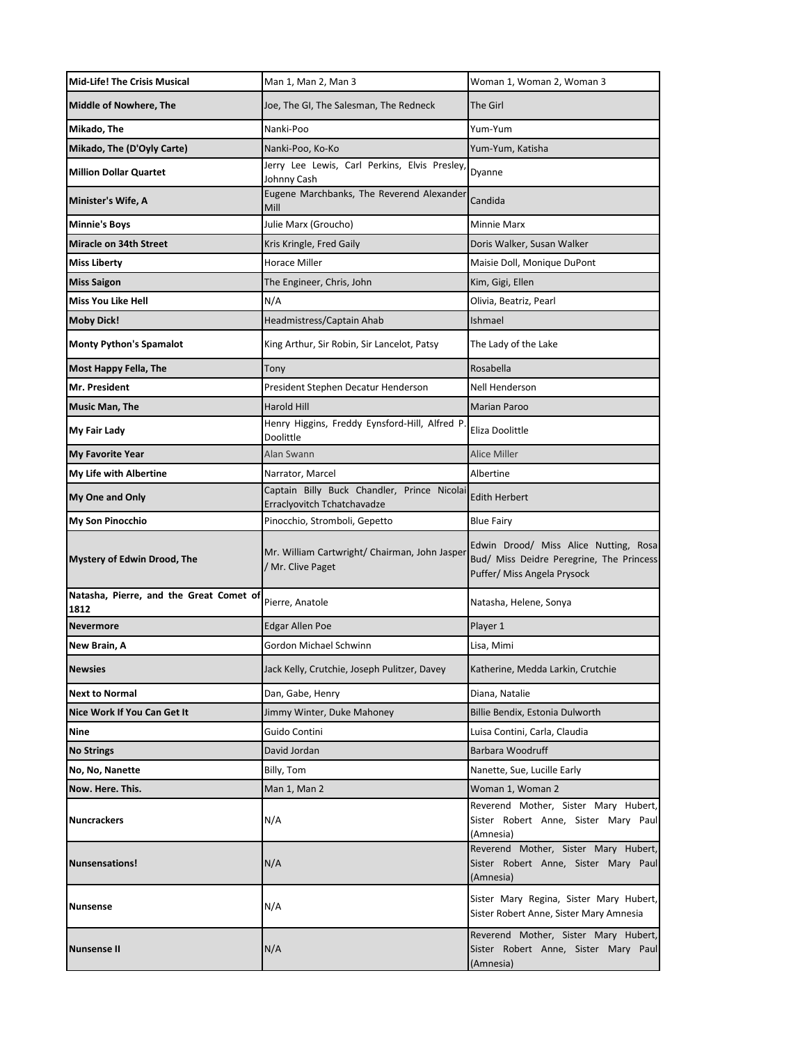| Mid-Life! The Crisis Musical | Man 1, Man 2, Man 3 | Woman 1, Woman 2, Woman 3 |
|---|---|---|
| **Middle of Nowhere, The** | Joe, The GI, The Salesman, The Redneck | The Girl |
| **Mikado, The** | Nanki-Poo | Yum-Yum |
| **Mikado, The (D'Oyly Carte)** | Nanki-Poo, Ko-Ko | Yum-Yum, Katisha |
| **Million Dollar Quartet** | Jerry Lee Lewis, Carl Perkins, Elvis Presley, Johnny Cash | Dyanne |
| **Minister's Wife, A** | Eugene Marchbanks, The Reverend Alexander Mill | Candida |
| **Minnie's Boys** | Julie Marx (Groucho) | Minnie Marx |
| **Miracle on 34th Street** | Kris Kringle, Fred Gaily | Doris Walker, Susan Walker |
| **Miss Liberty** | Horace Miller | Maisie Doll, Monique DuPont |
| **Miss Saigon** | The Engineer, Chris, John | Kim, Gigi, Ellen |
| **Miss You Like Hell** | N/A | Olivia, Beatriz, Pearl |
| **Moby Dick!** | Headmistress/Captain Ahab | Ishmael |
| **Monty Python's Spamalot** | King Arthur, Sir Robin, Sir Lancelot, Patsy | The Lady of the Lake |
| **Most Happy Fella, The** | Tony | Rosabella |
| **Mr. President** | President Stephen Decatur Henderson | Nell Henderson |
| **Music Man, The** | Harold Hill | Marian Paroo |
| **My Fair Lady** | Henry Higgins, Freddy Eynsford-Hill, Alfred P. Doolittle | Eliza Doolittle |
| **My Favorite Year** | Alan Swann | Alice Miller |
| **My Life with Albertine** | Narrator, Marcel | Albertine |
| **My One and Only** | Captain Billy Buck Chandler, Prince Nicolai Erraclyovitch Tchatchavadze | Edith Herbert |
| **My Son Pinocchio** | Pinocchio, Stromboli, Gepetto | Blue Fairy |
| **Mystery of Edwin Drood, The** | Mr. William Cartwright/ Chairman, John Jasper / Mr. Clive Paget | Edwin Drood/ Miss Alice Nutting, Rosa Bud/ Miss Deidre Peregrine, The Princess Puffer/ Miss Angela Prysock |
| **Natasha, Pierre, and the Great Comet of 1812** | Pierre, Anatole | Natasha, Helene, Sonya |
| **Nevermore** | Edgar Allen Poe | Player 1 |
| **New Brain, A** | Gordon Michael Schwinn | Lisa, Mimi |
| **Newsies** | Jack Kelly, Crutchie, Joseph Pulitzer, Davey | Katherine, Medda Larkin, Crutchie |
| **Next to Normal** | Dan, Gabe, Henry | Diana, Natalie |
| **Nice Work If You Can Get It** | Jimmy Winter, Duke Mahoney | Billie Bendix, Estonia Dulworth |
| **Nine** | Guido Contini | Luisa Contini, Carla, Claudia |
| **No Strings** | David Jordan | Barbara Woodruff |
| **No, No, Nanette** | Billy, Tom | Nanette, Sue, Lucille Early |
| **Now. Here. This.** | Man 1, Man 2 | Woman 1, Woman 2 |
| **Nuncrackers** | N/A | Reverend Mother, Sister Mary Hubert, Sister Robert Anne, Sister Mary Paul (Amnesia) |
| **Nunsensations!** | N/A | Reverend Mother, Sister Mary Hubert, Sister Robert Anne, Sister Mary Paul (Amnesia) |
| **Nunsense** | N/A | Sister Mary Regina, Sister Mary Hubert, Sister Robert Anne, Sister Mary Amnesia |
| **Nunsense II** | N/A | Reverend Mother, Sister Mary Hubert, Sister Robert Anne, Sister Mary Paul (Amnesia) |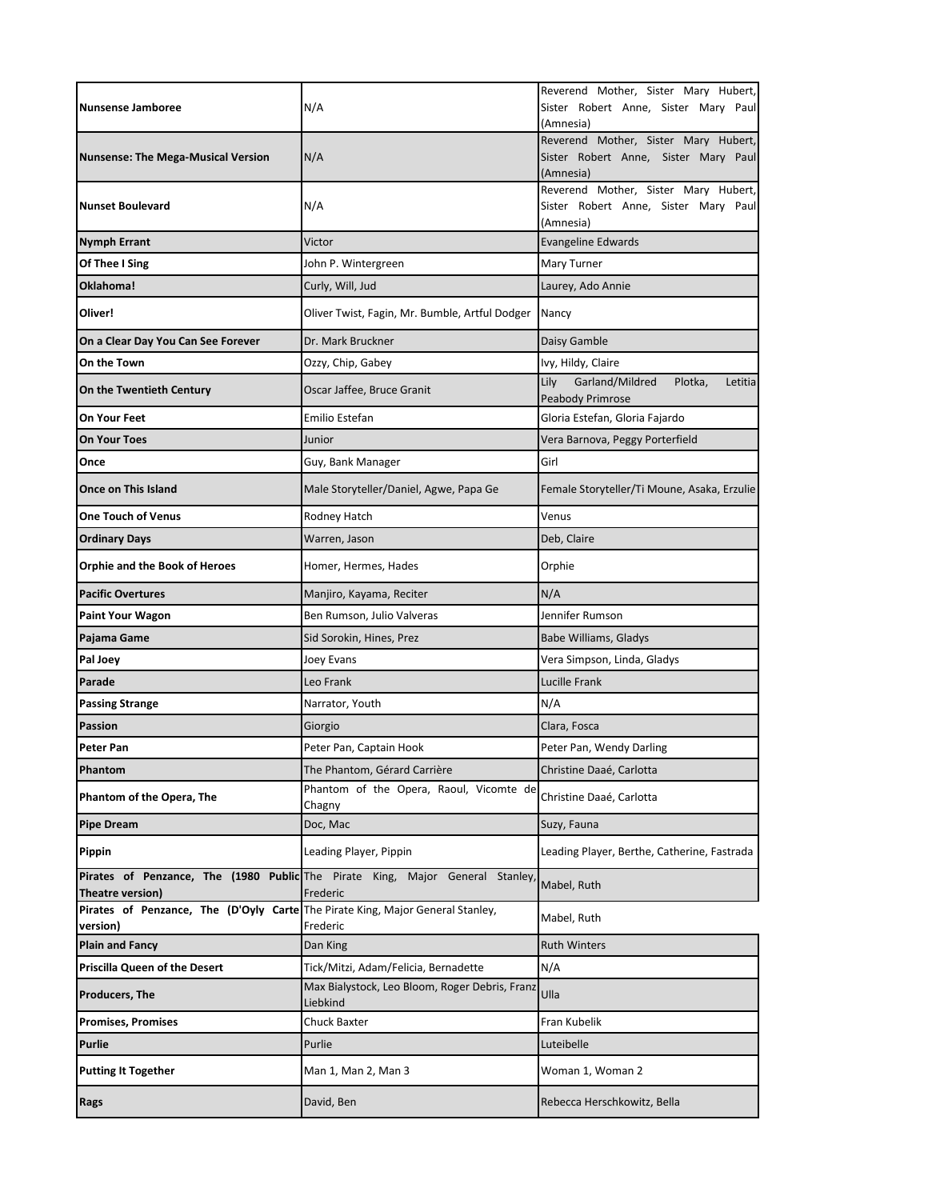| | | |
|---|---|---|
| **Nunsense Jamboree** | N/A | Reverend Mother, Sister Mary Hubert, Sister Robert Anne, Sister Mary Paul (Amnesia) |
| **Nunsense: The Mega-Musical Version** | N/A | Reverend Mother, Sister Mary Hubert, Sister Robert Anne, Sister Mary Paul (Amnesia) |
| **Nunset Boulevard** | N/A | Reverend Mother, Sister Mary Hubert, Sister Robert Anne, Sister Mary Paul (Amnesia) |
| **Nymph Errant** | Victor | Evangeline Edwards |
| **Of Thee I Sing** | John P. Wintergreen | Mary Turner |
| **Oklahoma!** | Curly, Will, Jud | Laurey, Ado Annie |
| **Oliver!** | Oliver Twist, Fagin, Mr. Bumble, Artful Dodger | Nancy |
| **On a Clear Day You Can See Forever** | Dr. Mark Bruckner | Daisy Gamble |
| **On the Town** | Ozzy, Chip, Gabey | Ivy, Hildy, Claire |
| **On the Twentieth Century** | Oscar Jaffee, Bruce Granit | Lily Garland/Mildred Plotka, Letitia Peabody Primrose |
| **On Your Feet** | Emilio Estefan | Gloria Estefan, Gloria Fajardo |
| **On Your Toes** | Junior | Vera Barnova, Peggy Porterfield |
| **Once** | Guy, Bank Manager | Girl |
| **Once on This Island** | Male Storyteller/Daniel, Agwe, Papa Ge | Female Storyteller/Ti Moune, Asaka, Erzulie |
| **One Touch of Venus** | Rodney Hatch | Venus |
| **Ordinary Days** | Warren, Jason | Deb, Claire |
| **Orphie and the Book of Heroes** | Homer, Hermes, Hades | Orphie |
| **Pacific Overtures** | Manjiro, Kayama, Reciter | N/A |
| **Paint Your Wagon** | Ben Rumson, Julio Valveras | Jennifer Rumson |
| **Pajama Game** | Sid Sorokin, Hines, Prez | Babe Williams, Gladys |
| **Pal Joey** | Joey Evans | Vera Simpson, Linda, Gladys |
| **Parade** | Leo Frank | Lucille Frank |
| **Passing Strange** | Narrator, Youth | N/A |
| **Passion** | Giorgio | Clara, Fosca |
| **Peter Pan** | Peter Pan, Captain Hook | Peter Pan, Wendy Darling |
| **Phantom** | The Phantom, Gérard Carrière | Christine Daaé, Carlotta |
| **Phantom of the Opera, The** | Phantom of the Opera, Raoul, Vicomte de Chagny | Christine Daaé, Carlotta |
| **Pipe Dream** | Doc, Mac | Suzy, Fauna |
| **Pippin** | Leading Player, Pippin | Leading Player, Berthe, Catherine, Fastrada |
| **Pirates of Penzance, The (1980 Public Theatre version)** | The Pirate King, Major General Stanley, Frederic | Mabel, Ruth |
| **Pirates of Penzance, The (D'Oyly Carte version)** | The Pirate King, Major General Stanley, Frederic | Mabel, Ruth |
| **Plain and Fancy** | Dan King | Ruth Winters |
| **Priscilla Queen of the Desert** | Tick/Mitzi, Adam/Felicia, Bernadette | N/A |
| **Producers, The** | Max Bialystock, Leo Bloom, Roger Debris, Franz Liebkind | Ulla |
| **Promises, Promises** | Chuck Baxter | Fran Kubelik |
| **Purlie** | Purlie | Luteibelle |
| **Putting It Together** | Man 1, Man 2, Man 3 | Woman 1, Woman 2 |
| **Rags** | David, Ben | Rebecca Herschkowitz, Bella |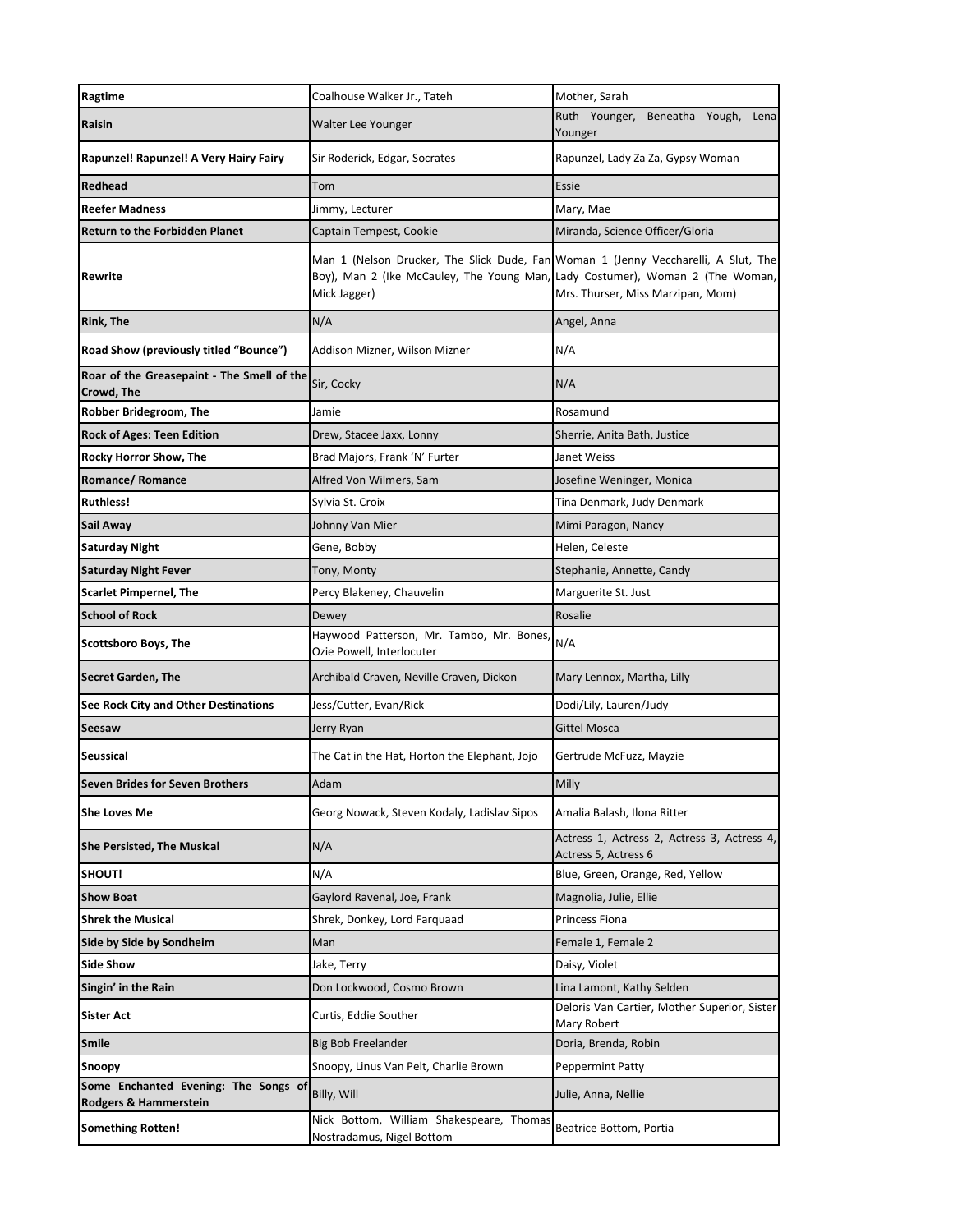| **Ragtime** | Coalhouse Walker Jr., Tateh | Mother, Sarah |
|---|---|---|
| **Raisin** | Walter Lee Younger | Ruth Younger, Beneatha Yough, Lena Younger |
| **Rapunzel! Rapunzel! A Very Hairy Fairy** | Sir Roderick, Edgar, Socrates | Rapunzel, Lady Za Za, Gypsy Woman |
| **Redhead** | Tom | Essie |
| **Reefer Madness** | Jimmy, Lecturer | Mary, Mae |
| **Return to the Forbidden Planet** | Captain Tempest, Cookie | Miranda, Science Officer/Gloria |
| **Rewrite** | Man 1 (Nelson Drucker, The Slick Dude, Fan Boy), Man 2 (Ike McCauley, The Young Man, Mick Jagger) | Woman 1 (Jenny Veccharelli, A Slut, The Lady Costumer), Woman 2 (The Woman, Mrs. Thurser, Miss Marzipan, Mom) |
| **Rink, The** | N/A | Angel, Anna |
| **Road Show (previously titled "Bounce")** | Addison Mizner, Wilson Mizner | N/A |
| **Roar of the Greasepaint - The Smell of the Crowd, The** | Sir, Cocky | N/A |
| **Robber Bridegroom, The** | Jamie | Rosamund |
| **Rock of Ages: Teen Edition** | Drew, Stacee Jaxx, Lonny | Sherrie, Anita Bath, Justice |
| **Rocky Horror Show, The** | Brad Majors, Frank 'N' Furter | Janet Weiss |
| **Romance/ Romance** | Alfred Von Wilmers, Sam | Josefine Weninger, Monica |
| **Ruthless!** | Sylvia St. Croix | Tina Denmark, Judy Denmark |
| **Sail Away** | Johnny Van Mier | Mimi Paragon, Nancy |
| **Saturday Night** | Gene, Bobby | Helen, Celeste |
| **Saturday Night Fever** | Tony, Monty | Stephanie, Annette, Candy |
| **Scarlet Pimpernel, The** | Percy Blakeney, Chauvelin | Marguerite St. Just |
| **School of Rock** | Dewey | Rosalie |
| **Scottsboro Boys, The** | Haywood Patterson, Mr. Tambo, Mr. Bones, Ozie Powell, Interlocuter | N/A |
| **Secret Garden, The** | Archibald Craven, Neville Craven, Dickon | Mary Lennox, Martha, Lilly |
| **See Rock City and Other Destinations** | Jess/Cutter, Evan/Rick | Dodi/Lily, Lauren/Judy |
| **Seesaw** | Jerry Ryan | Gittel Mosca |
| **Seussical** | The Cat in the Hat, Horton the Elephant, Jojo | Gertrude McFuzz, Mayzie |
| **Seven Brides for Seven Brothers** | Adam | Milly |
| **She Loves Me** | Georg Nowack, Steven Kodaly, Ladislav Sipos | Amalia Balash, Ilona Ritter |
| **She Persisted, The Musical** | N/A | Actress 1, Actress 2, Actress 3, Actress 4, Actress 5, Actress 6 |
| **SHOUT!** | N/A | Blue, Green, Orange, Red, Yellow |
| **Show Boat** | Gaylord Ravenal, Joe, Frank | Magnolia, Julie, Ellie |
| **Shrek the Musical** | Shrek, Donkey, Lord Farquaad | Princess Fiona |
| **Side by Side by Sondheim** | Man | Female 1, Female 2 |
| **Side Show** | Jake, Terry | Daisy, Violet |
| **Singin' in the Rain** | Don Lockwood, Cosmo Brown | Lina Lamont, Kathy Selden |
| **Sister Act** | Curtis, Eddie Souther | Deloris Van Cartier, Mother Superior, Sister Mary Robert |
| **Smile** | Big Bob Freelander | Doria, Brenda, Robin |
| **Snoopy** | Snoopy, Linus Van Pelt, Charlie Brown | Peppermint Patty |
| **Some Enchanted Evening: The Songs of Rodgers & Hammerstein** | Billy, Will | Julie, Anna, Nellie |
| **Something Rotten!** | Nick Bottom, William Shakespeare, Thomas Nostradamus, Nigel Bottom | Beatrice Bottom, Portia |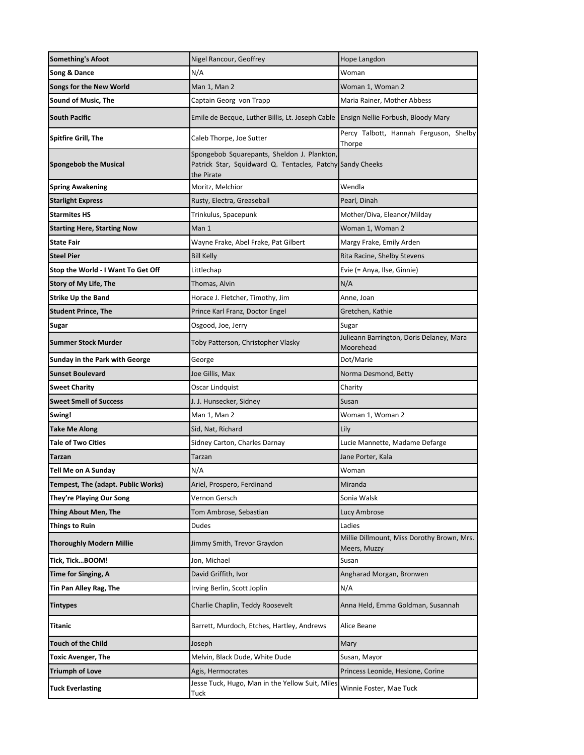| **Something's Afoot** | Nigel Rancour, Geoffrey | Hope Langdon |
|---|---|---|
| **Song & Dance** | N/A | Woman |
| **Songs for the New World** | Man 1, Man 2 | Woman 1, Woman 2 |
| **Sound of Music, The** | Captain Georg von Trapp | Maria Rainer, Mother Abbess |
| **South Pacific** | Emile de Becque, Luther Billis, Lt. Joseph Cable | Ensign Nellie Forbush, Bloody Mary |
| **Spitfire Grill, The** | Caleb Thorpe, Joe Sutter | Percy Talbott, Hannah Ferguson, Shelby Thorpe |
| **Spongebob the Musical** | Spongebob Squarepants, Sheldon J. Plankton, Patrick Star, Squidward Q. Tentacles, Patchy the Pirate | Sandy Cheeks |
| **Spring Awakening** | Moritz, Melchior | Wendla |
| **Starlight Express** | Rusty, Electra, Greaseball | Pearl, Dinah |
| **Starmites HS** | Trinkulus, Spacepunk | Mother/Diva, Eleanor/Milday |
| **Starting Here, Starting Now** | Man 1 | Woman 1, Woman 2 |
| **State Fair** | Wayne Frake, Abel Frake, Pat Gilbert | Margy Frake, Emily Arden |
| **Steel Pier** | Bill Kelly | Rita Racine, Shelby Stevens |
| **Stop the World - I Want To Get Off** | Littlechap | Evie (= Anya, Ilse, Ginnie) |
| **Story of My Life, The** | Thomas, Alvin | N/A |
| **Strike Up the Band** | Horace J. Fletcher, Timothy, Jim | Anne, Joan |
| **Student Prince, The** | Prince Karl Franz, Doctor Engel | Gretchen, Kathie |
| **Sugar** | Osgood, Joe, Jerry | Sugar |
| **Summer Stock Murder** | Toby Patterson, Christopher Vlasky | Julieann Barrington, Doris Delaney, Mara Moorehead |
| **Sunday in the Park with George** | George | Dot/Marie |
| **Sunset Boulevard** | Joe Gillis, Max | Norma Desmond, Betty |
| **Sweet Charity** | Oscar Lindquist | Charity |
| **Sweet Smell of Success** | J. J. Hunsecker, Sidney | Susan |
| **Swing!** | Man 1, Man 2 | Woman 1, Woman 2 |
| **Take Me Along** | Sid, Nat, Richard | Lily |
| **Tale of Two Cities** | Sidney Carton, Charles Darnay | Lucie Mannette, Madame Defarge |
| **Tarzan** | Tarzan | Jane Porter, Kala |
| **Tell Me on A Sunday** | N/A | Woman |
| **Tempest, The (adapt. Public Works)** | Ariel, Prospero, Ferdinand | Miranda |
| **They're Playing Our Song** | Vernon Gersch | Sonia Walsk |
| **Thing About Men, The** | Tom Ambrose, Sebastian | Lucy Ambrose |
| **Things to Ruin** | Dudes | Ladies |
| **Thoroughly Modern Millie** | Jimmy Smith, Trevor Graydon | Millie Dillmount, Miss Dorothy Brown, Mrs. Meers, Muzzy |
| **Tick, Tick…BOOM!** | Jon, Michael | Susan |
| **Time for Singing, A** | David Griffith, Ivor | Angharad Morgan, Bronwen |
| **Tin Pan Alley Rag, The** | Irving Berlin, Scott Joplin | N/A |
| **Tintypes** | Charlie Chaplin, Teddy Roosevelt | Anna Held, Emma Goldman, Susannah |
| **Titanic** | Barrett, Murdoch, Etches, Hartley, Andrews | Alice Beane |
| **Touch of the Child** | Joseph | Mary |
| **Toxic Avenger, The** | Melvin, Black Dude, White Dude | Susan, Mayor |
| **Triumph of Love** | Agis, Hermocrates | Princess Leonide, Hesione, Corine |
| **Tuck Everlasting** | Jesse Tuck, Hugo, Man in the Yellow Suit, Miles Tuck | Winnie Foster, Mae Tuck |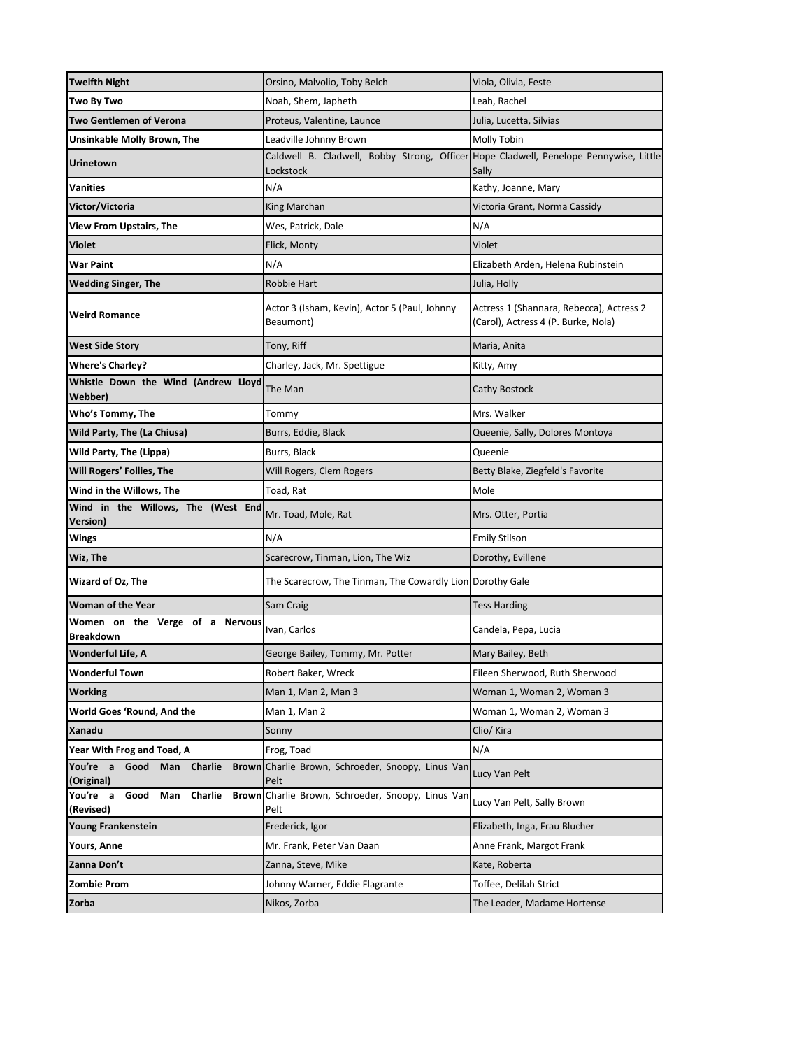| | | |
|---|---|---|
| **Twelfth Night** | Orsino, Malvolio, Toby Belch | Viola, Olivia, Feste |
| **Two By Two** | Noah, Shem, Japheth | Leah, Rachel |
| **Two Gentlemen of Verona** | Proteus, Valentine, Launce | Julia, Lucetta, Silvias |
| **Unsinkable Molly Brown, The** | Leadville Johnny Brown | Molly Tobin |
| **Urinetown** | Caldwell B. Cladwell, Bobby Strong, Officer Lockstock | Hope Cladwell, Penelope Pennywise, Little Sally |
| **Vanities** | N/A | Kathy, Joanne, Mary |
| **Victor/Victoria** | King Marchan | Victoria Grant, Norma Cassidy |
| **View From Upstairs, The** | Wes, Patrick, Dale | N/A |
| **Violet** | Flick, Monty | Violet |
| **War Paint** | N/A | Elizabeth Arden, Helena Rubinstein |
| **Wedding Singer, The** | Robbie Hart | Julia, Holly |
| **Weird Romance** | Actor 3 (Isham, Kevin), Actor 5 (Paul, Johnny Beaumont) | Actress 1 (Shannara, Rebecca), Actress 2 (Carol), Actress 4 (P. Burke, Nola) |
| **West Side Story** | Tony, Riff | Maria, Anita |
| **Where's Charley?** | Charley, Jack, Mr. Spettigue | Kitty, Amy |
| **Whistle Down the Wind (Andrew Lloyd Webber)** | The Man | Cathy Bostock |
| **Who's Tommy, The** | Tommy | Mrs. Walker |
| **Wild Party, The (La Chiusa)** | Burrs, Eddie, Black | Queenie, Sally, Dolores Montoya |
| **Wild Party, The (Lippa)** | Burrs, Black | Queenie |
| **Will Rogers' Follies, The** | Will Rogers, Clem Rogers | Betty Blake, Ziegfeld's Favorite |
| **Wind in the Willows, The** | Toad, Rat | Mole |
| **Wind in the Willows, The (West End Version)** | Mr. Toad, Mole, Rat | Mrs. Otter, Portia |
| **Wings** | N/A | Emily Stilson |
| **Wiz, The** | Scarecrow, Tinman, Lion, The Wiz | Dorothy, Evillene |
| **Wizard of Oz, The** | The Scarecrow, The Tinman, The Cowardly Lion | Dorothy Gale |
| **Woman of the Year** | Sam Craig | Tess Harding |
| **Women on the Verge of a Nervous Breakdown** | Ivan, Carlos | Candela, Pepa, Lucia |
| **Wonderful Life, A** | George Bailey, Tommy, Mr. Potter | Mary Bailey, Beth |
| **Wonderful Town** | Robert Baker, Wreck | Eileen Sherwood, Ruth Sherwood |
| **Working** | Man 1, Man 2, Man 3 | Woman 1, Woman 2, Woman 3 |
| **World Goes 'Round, And the** | Man 1, Man 2 | Woman 1, Woman 2, Woman 3 |
| **Xanadu** | Sonny | Clio/ Kira |
| **Year With Frog and Toad, A** | Frog, Toad | N/A |
| **You're a Good Man Charlie Brown (Original)** | Charlie Brown, Schroeder, Snoopy, Linus Van Pelt | Lucy Van Pelt |
| **You're a Good Man Charlie Brown (Revised)** | Charlie Brown, Schroeder, Snoopy, Linus Van Pelt | Lucy Van Pelt, Sally Brown |
| **Young Frankenstein** | Frederick, Igor | Elizabeth, Inga, Frau Blucher |
| **Yours, Anne** | Mr. Frank, Peter Van Daan | Anne Frank, Margot Frank |
| **Zanna Don't** | Zanna, Steve, Mike | Kate, Roberta |
| **Zombie Prom** | Johnny Warner, Eddie Flagrante | Toffee, Delilah Strict |
| **Zorba** | Nikos, Zorba | The Leader, Madame Hortense |